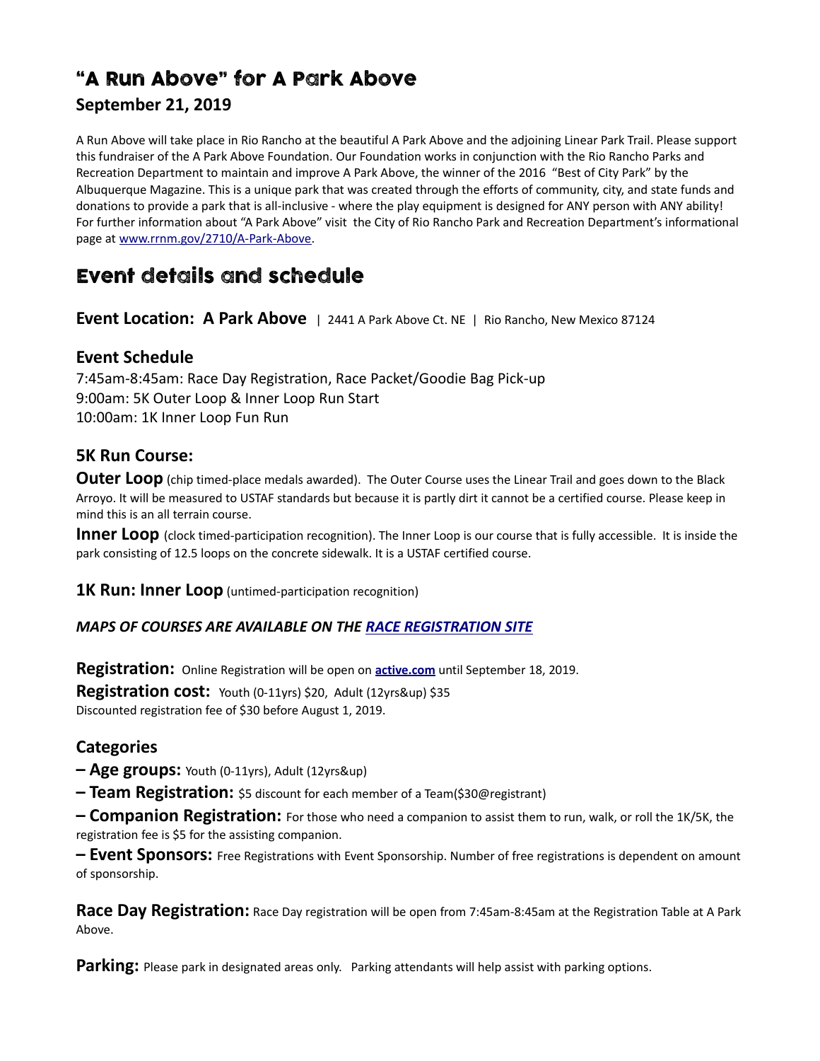# "A Run Above" for A Park Above

## September 21, 2019

A Run Above will take place in Rio Rancho at the beautiful A Park Above and the adjoining Linear Park Trail. Please support this fundraiser of the A Park Above Foundation. Our Foundation works in conjunction with the Rio Rancho Parks and Recreation Department to maintain and improve A Park Above, the winner of the 2016 "Best of City Park" by the Albuquerque Magazine. This is a unique park that was created through the efforts of community, city, and state funds and donations to provide a park that is all-inclusive - where the play equipment is designed for ANY person with ANY ability! For further information about "A Park Above" visit the City of Rio Rancho Park and Recreation Department's informational page at [www.rrnm.gov/2710/A-Park-Above](www.rrnm.gov/2710/A-Park-Above).

# Event details and schedule

**Event Location: A Park Above** | 2441 A Park Above Ct. NE | Rio Rancho, New Mexico 87124

### Event Schedule

7:45am-8:45am: Race Day Registration, Race Packet/Goodie Bag Pick-up
9:00am: 5K Outer Loop & Inner Loop Run Start
10:00am: 1K Inner Loop Fun Run

### 5K Run Course:

**Outer Loop** (chip timed-place medals awarded). The Outer Course uses the Linear Trail and goes down to the Black Arroyo. It will be measured to USTAF standards but because it is partly dirt it cannot be a certified course. Please keep in mind this is an all terrain course.

**Inner Loop** (clock timed-participation recognition). The Inner Loop is our course that is fully accessible. It is inside the park consisting of 12.5 loops on the concrete sidewalk. It is a USTAF certified course.

**1K Run: Inner Loop** (untimed-participation recognition)

***MAPS OF COURSES ARE AVAILABLE ON THE RACE REGISTRATION SITE***

**Registration:** Online Registration will be open on **active.com** until September 18, 2019.

**Registration cost:** Youth (0-11yrs) $20, Adult (12yrs&up) $35
Discounted registration fee of $30 before August 1, 2019.

### Categories

**– Age groups:** Youth (0-11yrs), Adult (12yrs&up)

**– Team Registration:** $5 discount for each member of a Team($30@registrant)

**– Companion Registration:** For those who need a companion to assist them to run, walk, or roll the 1K/5K, the registration fee is $5 for the assisting companion.

**– Event Sponsors:** Free Registrations with Event Sponsorship. Number of free registrations is dependent on amount of sponsorship.

**Race Day Registration:** Race Day registration will be open from 7:45am-8:45am at the Registration Table at A Park Above.

**Parking:** Please park in designated areas only. Parking attendants will help assist with parking options.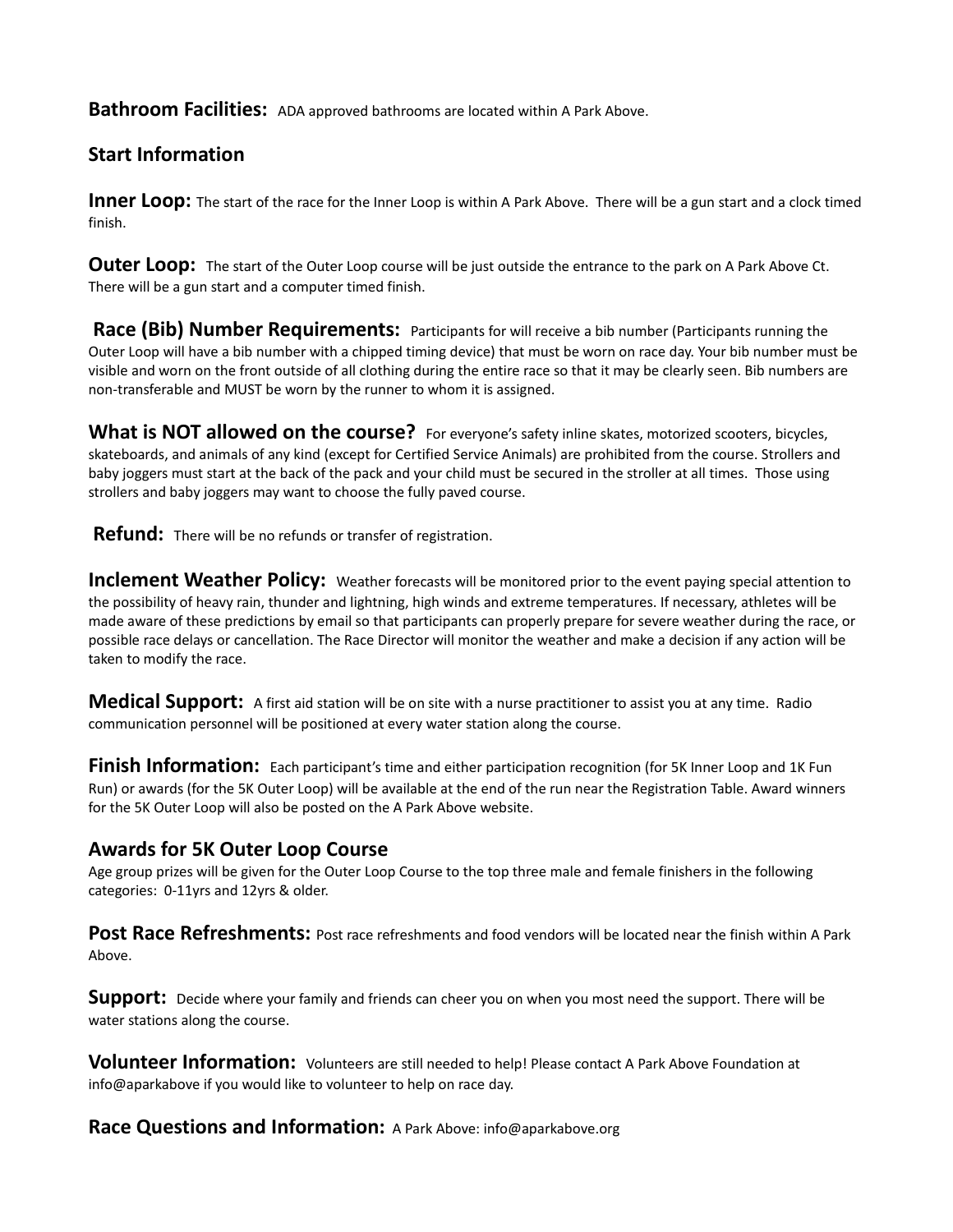**Bathroom Facilities:** ADA approved bathrooms are located within A Park Above.

## Start Information

**Inner Loop:** The start of the race for the Inner Loop is within A Park Above. There will be a gun start and a clock timed finish.

**Outer Loop:** The start of the Outer Loop course will be just outside the entrance to the park on A Park Above Ct. There will be a gun start and a computer timed finish.

**Race (Bib) Number Requirements:** Participants for will receive a bib number (Participants running the Outer Loop will have a bib number with a chipped timing device) that must be worn on race day. Your bib number must be visible and worn on the front outside of all clothing during the entire race so that it may be clearly seen. Bib numbers are non-transferable and MUST be worn by the runner to whom it is assigned.

**What is NOT allowed on the course?** For everyone's safety inline skates, motorized scooters, bicycles, skateboards, and animals of any kind (except for Certified Service Animals) are prohibited from the course. Strollers and baby joggers must start at the back of the pack and your child must be secured in the stroller at all times. Those using strollers and baby joggers may want to choose the fully paved course.

**Refund:** There will be no refunds or transfer of registration.

**Inclement Weather Policy:** Weather forecasts will be monitored prior to the event paying special attention to the possibility of heavy rain, thunder and lightning, high winds and extreme temperatures. If necessary, athletes will be made aware of these predictions by email so that participants can properly prepare for severe weather during the race, or possible race delays or cancellation. The Race Director will monitor the weather and make a decision if any action will be taken to modify the race.

**Medical Support:** A first aid station will be on site with a nurse practitioner to assist you at any time. Radio communication personnel will be positioned at every water station along the course.

**Finish Information:** Each participant's time and either participation recognition (for 5K Inner Loop and 1K Fun Run) or awards (for the 5K Outer Loop) will be available at the end of the run near the Registration Table. Award winners for the 5K Outer Loop will also be posted on the A Park Above website.

## Awards for 5K Outer Loop Course

Age group prizes will be given for the Outer Loop Course to the top three male and female finishers in the following categories: 0-11yrs and 12yrs & older.

**Post Race Refreshments:** Post race refreshments and food vendors will be located near the finish within A Park Above.

**Support:** Decide where your family and friends can cheer you on when you most need the support. There will be water stations along the course.

**Volunteer Information:** Volunteers are still needed to help! Please contact A Park Above Foundation at info@aparkabove if you would like to volunteer to help on race day.

**Race Questions and Information:** A Park Above: info@aparkabove.org